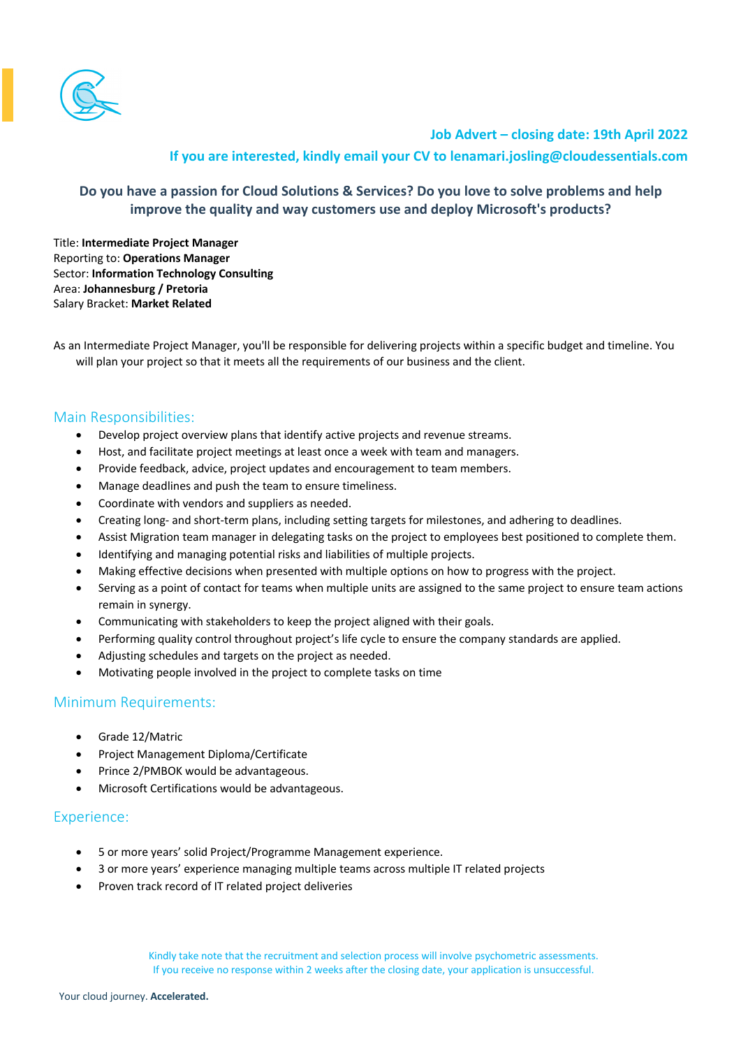**Job Advert – closing date: 19th April 2022**

**If you are interested, kindly email your CV to lenamari.josling@cloudessentials.com**

**Do you have a passion for Cloud Solutions & Services? Do you love to solve problems and help improve the quality and way customers use and deploy Microsoft's products?**

Title: **Intermediate Project Manager**
Reporting to: **Operations Manager**
Sector: **Information Technology Consulting**
Area: **Johannesburg / Pretoria**
Salary Bracket: **Market Related**

As an Intermediate Project Manager, you'll be responsible for delivering projects within a specific budget and timeline. You will plan your project so that it meets all the requirements of our business and the client.

## Main Responsibilities:

- Develop project overview plans that identify active projects and revenue streams.
- Host, and facilitate project meetings at least once a week with team and managers.
- Provide feedback, advice, project updates and encouragement to team members.
- Manage deadlines and push the team to ensure timeliness.
- Coordinate with vendors and suppliers as needed.
- Creating long- and short-term plans, including setting targets for milestones, and adhering to deadlines.
- Assist Migration team manager in delegating tasks on the project to employees best positioned to complete them.
- Identifying and managing potential risks and liabilities of multiple projects.
- Making effective decisions when presented with multiple options on how to progress with the project.
- Serving as a point of contact for teams when multiple units are assigned to the same project to ensure team actions remain in synergy.
- Communicating with stakeholders to keep the project aligned with their goals.
- Performing quality control throughout project's life cycle to ensure the company standards are applied.
- Adjusting schedules and targets on the project as needed.
- Motivating people involved in the project to complete tasks on time

## Minimum Requirements:

- Grade 12/Matric
- Project Management Diploma/Certificate
- Prince 2/PMBOK would be advantageous.
- Microsoft Certifications would be advantageous.

## Experience:

- 5 or more years' solid Project/Programme Management experience.
- 3 or more years' experience managing multiple teams across multiple IT related projects
- Proven track record of IT related project deliveries

Kindly take note that the recruitment and selection process will involve psychometric assessments.
If you receive no response within 2 weeks after the closing date, your application is unsuccessful.

Your cloud journey. **Accelerated.**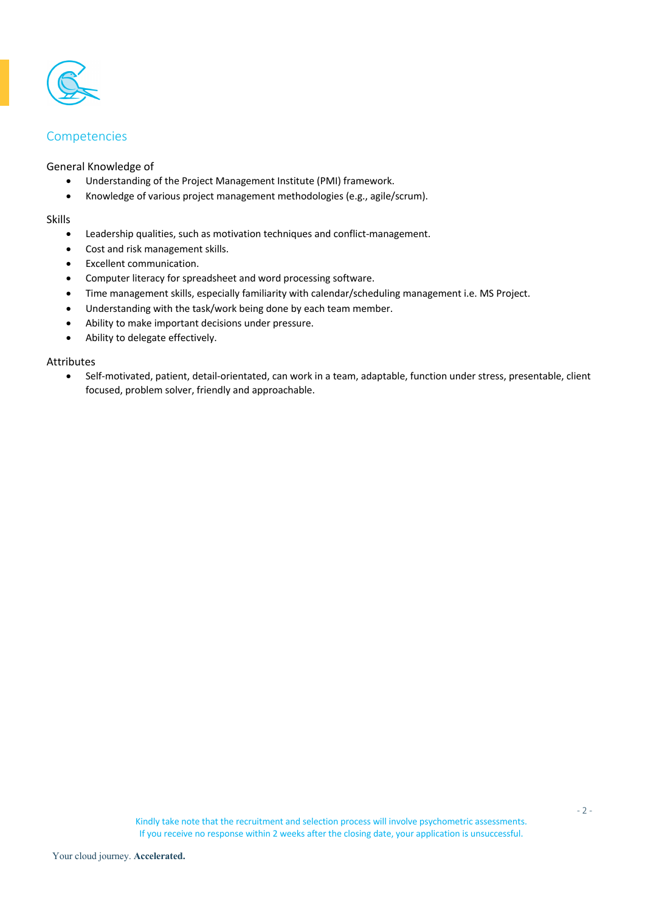## Competencies

General Knowledge of

- Understanding of the Project Management Institute (PMI) framework.
- Knowledge of various project management methodologies (e.g., agile/scrum).

Skills

- Leadership qualities, such as motivation techniques and conflict-management.
- Cost and risk management skills.
- Excellent communication.
- Computer literacy for spreadsheet and word processing software.
- Time management skills, especially familiarity with calendar/scheduling management i.e. MS Project.
- Understanding with the task/work being done by each team member.
- Ability to make important decisions under pressure.
- Ability to delegate effectively.

Attributes

- Self-motivated, patient, detail-orientated, can work in a team, adaptable, function under stress, presentable, client focused, problem solver, friendly and approachable.

Kindly take note that the recruitment and selection process will involve psychometric assessments.
If you receive no response within 2 weeks after the closing date, your application is unsuccessful.